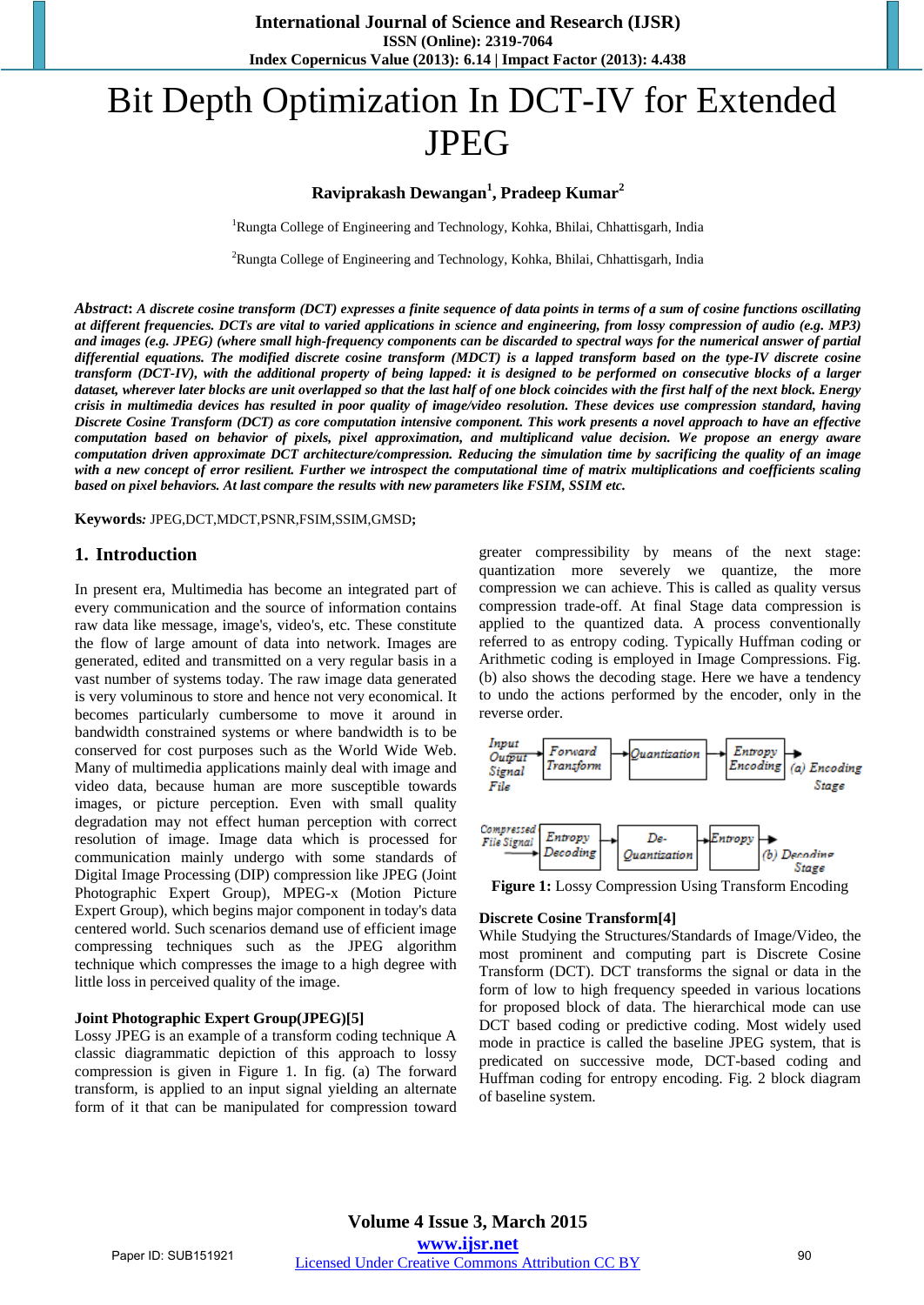# Bit Depth Optimization In DCT-IV for Extended JPEG

**Raviprakash Dewangan[1], Pradeep Kumar[2]**

[1]Rungta College of Engineering and Technology, Kohka, Bhilai, Chhattisgarh, India

[2]Rungta College of Engineering and Technology, Kohka, Bhilai, Chhattisgarh, India

***Abstract***: *A discrete cosine transform (DCT) expresses a finite sequence of data points in terms of a sum of cosine functions oscillating at different frequencies. DCTs are vital to varied applications in science and engineering, from lossy compression of audio (e.g. MP3) and images (e.g. JPEG) (where small high-frequency components can be discarded to spectral ways for the numerical answer of partial differential equations. The modified discrete cosine transform (MDCT) is a lapped transform based on the type-IV discrete cosine transform (DCT-IV), with the additional property of being lapped: it is designed to be performed on consecutive blocks of a larger dataset, wherever later blocks are unit overlapped so that the last half of one block coincides with the first half of the next block. Energy crisis in multimedia devices has resulted in poor quality of image/video resolution. These devices use compression standard, having Discrete Cosine Transform (DCT) as core computation intensive component. This work presents a novel approach to have an effective computation based on behavior of pixels, pixel approximation, and multiplicand value decision. We propose an energy aware computation driven approximate DCT architecture/compression. Reducing the simulation time by sacrificing the quality of an image with a new concept of error resilient. Further we introspect the computational time of matrix multiplications and coefficients scaling based on pixel behaviors. At last compare the results with new parameters like FSIM, SSIM etc.*

**Keywords***:* JPEG,DCT,MDCT,PSNR,FSIM,SSIM,GMSD**;**

## 1. Introduction

In present era, Multimedia has become an integrated part of every communication and the source of information contains raw data like message, image's, video's, etc. These constitute the flow of large amount of data into network. Images are generated, edited and transmitted on a very regular basis in a vast number of systems today. The raw image data generated is very voluminous to store and hence not very economical. It becomes particularly cumbersome to move it around in bandwidth constrained systems or where bandwidth is to be conserved for cost purposes such as the World Wide Web. Many of multimedia applications mainly deal with image and video data, because human are more susceptible towards images, or picture perception. Even with small quality degradation may not effect human perception with correct resolution of image. Image data which is processed for communication mainly undergo with some standards of Digital Image Processing (DIP) compression like JPEG (Joint Photographic Expert Group), MPEG-x (Motion Picture Expert Group), which begins major component in today's data centered world. Such scenarios demand use of efficient image compressing techniques such as the JPEG algorithm technique which compresses the image to a high degree with little loss in perceived quality of the image.

**Joint Photographic Expert Group(JPEG)[5]**

Lossy JPEG is an example of a transform coding technique A classic diagrammatic depiction of this approach to lossy compression is given in Figure 1. In fig. (a) The forward transform, is applied to an input signal yielding an alternate form of it that can be manipulated for compression toward greater compressibility by means of the next stage: quantization more severely we quantize, the more compression we can achieve. This is called as quality versus compression trade-off. At final Stage data compression is applied to the quantized data. A process conventionally referred to as entropy coding. Typically Huffman coding or Arithmetic coding is employed in Image Compressions. Fig. (b) also shows the decoding stage. Here we have a tendency to undo the actions performed by the encoder, only in the reverse order.

Input Output Signal File → Forward Transform → Quantization → Entropy Encoding → (a) Encoding Stage

Compressed File Signal → Entropy Decoding → De-Quantization → Entropy → (b) Decoding Stage

**Figure 1:** Lossy Compression Using Transform Encoding

**Discrete Cosine Transform[4]**

While Studying the Structures/Standards of Image/Video, the most prominent and computing part is Discrete Cosine Transform (DCT). DCT transforms the signal or data in the form of low to high frequency speeded in various locations for proposed block of data. The hierarchical mode can use DCT based coding or predictive coding. Most widely used mode in practice is called the baseline JPEG system, that is predicated on successive mode, DCT-based coding and Huffman coding for entropy encoding. Fig. 2 block diagram of baseline system.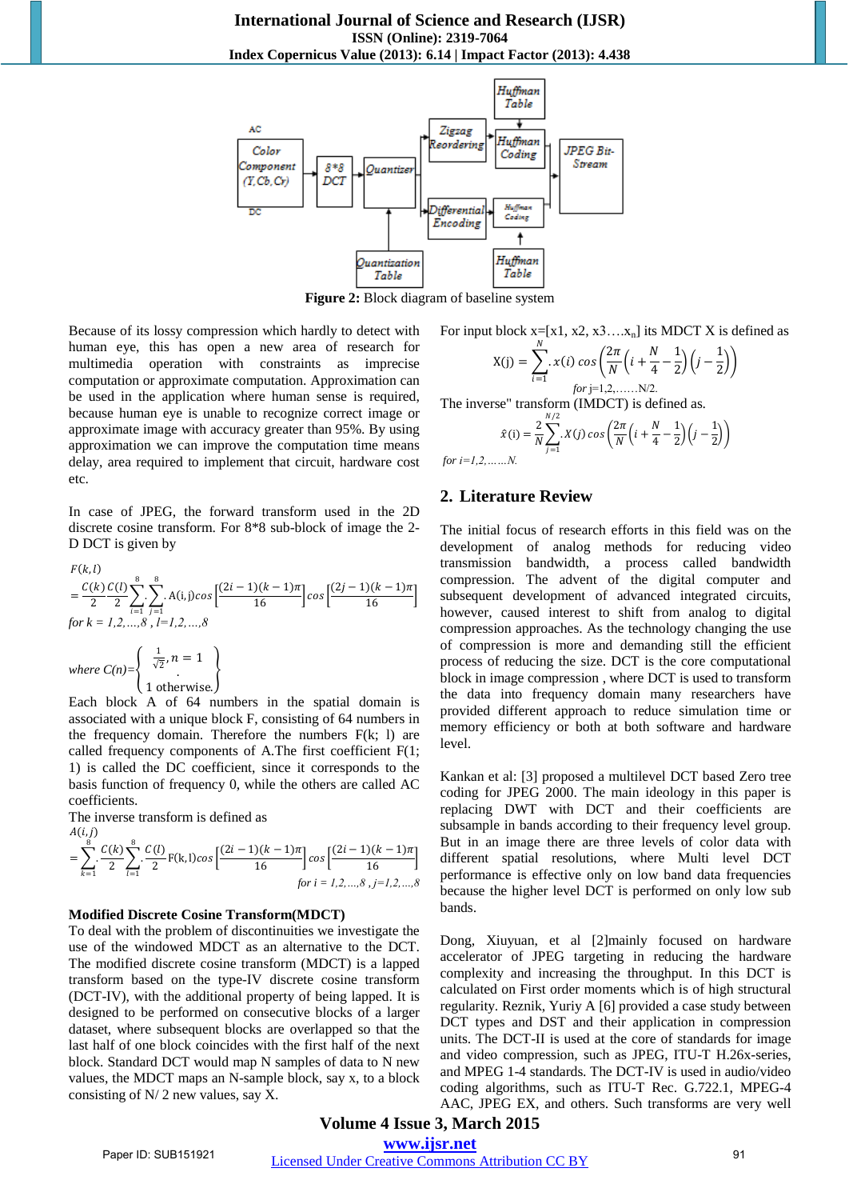Figure 2: Block diagram of baseline system

Because of its lossy compression which hardly to detect with human eye, this has open a new area of research for multimedia operation with constraints as imprecise computation or approximate computation. Approximation can be used in the application where human sense is required, because human eye is unable to recognize correct image or approximate image with accuracy greater than 95%. By using approximation we can improve the computation time means delay, area required to implement that circuit, hardware cost etc.

In case of JPEG, the forward transform used in the 2D discrete cosine transform. For 8*8 sub-block of image the 2-D DCT is given by

$$F(k,l) = \frac{C(k)}{2}\cdot\frac{C(l)}{2}\sum_{i=1}^{8}\sum_{j=1}^{8} A(i,j)\cos\left[\frac{(2i-1)(k-1)\pi}{16}\right]\cos\left[\frac{(2j-1)(k-1)\pi}{16}\right]$$

for $k = 1,2,\ldots,8$ , $l=1,2,\ldots,8$

$$\text{where } C(n)=\begin{cases}\frac{1}{\sqrt{2}}, n=1\\ 1 \text{ otherwise.}\end{cases}$$

Each block A of 64 numbers in the spatial domain is associated with a unique block F, consisting of 64 numbers in the frequency domain. Therefore the numbers F(k; l) are called frequency components of A.The first coefficient F(1; 1) is called the DC coefficient, since it corresponds to the basis function of frequency 0, while the others are called AC coefficients.

The inverse transform is defined as

$$A(i,j) = \sum_{k=1}^{8}\cdot\frac{C(k)}{2}\sum_{l=1}^{8}\cdot\frac{C(l)}{2} F(k,l)\cos\left[\frac{(2i-1)(k-1)\pi}{16}\right]\cos\left[\frac{(2i-1)(k-1)\pi}{16}\right]$$

for $i = 1,2,\ldots,8$ , $j=1,2,\ldots,8$

**Modified Discrete Cosine Transform(MDCT)**

To deal with the problem of discontinuities we investigate the use of the windowed MDCT as an alternative to the DCT. The modified discrete cosine transform (MDCT) is a lapped transform based on the type-IV discrete cosine transform (DCT-IV), with the additional property of being lapped. It is designed to be performed on consecutive blocks of a larger dataset, where subsequent blocks are overlapped so that the last half of one block coincides with the first half of the next block. Standard DCT would map N samples of data to N new values, the MDCT maps an N-sample block, say x, to a block consisting of N/ 2 new values, say X.

For input block x=[x1, x2, x3….$x_n$] its MDCT X is defined as

$$X(j) = \sum_{i=1}^{N}\cdot x(i)\cos\left(\frac{2\pi}{N}\left(i+\frac{N}{4}-\frac{1}{2}\right)\left(j-\frac{1}{2}\right)\right)$$

for j=1,2,……N/2.

The inverse" transform (IMDCT) is defined as.

$$\hat{x}(i) = \frac{2}{N}\sum_{j=1}^{N/2}\cdot X(j)\cos\left(\frac{2\pi}{N}\left(i+\frac{N}{4}-\frac{1}{2}\right)\left(j-\frac{1}{2}\right)\right)$$

for i=1,2,…….N.

## 2. Literature Review

The initial focus of research efforts in this field was on the development of analog methods for reducing video transmission bandwidth, a process called bandwidth compression. The advent of the digital computer and subsequent development of advanced integrated circuits, however, caused interest to shift from analog to digital compression approaches. As the technology changing the use of compression is more and demanding still the efficient process of reducing the size. DCT is the core computational block in image compression , where DCT is used to transform the data into frequency domain many researchers have provided different approach to reduce simulation time or memory efficiency or both at both software and hardware level.

Kankan et al: [3] proposed a multilevel DCT based Zero tree coding for JPEG 2000. The main ideology in this paper is replacing DWT with DCT and their coefficients are subsample in bands according to their frequency level group. But in an image there are three levels of color data with different spatial resolutions, where Multi level DCT performance is effective only on low band data frequencies because the higher level DCT is performed on only low sub bands.

Dong, Xiuyuan, et al [2]mainly focused on hardware accelerator of JPEG targeting in reducing the hardware complexity and increasing the throughput. In this DCT is calculated on First order moments which is of high structural regularity. Reznik, Yuriy A [6] provided a case study between DCT types and DST and their application in compression units. The DCT-II is used at the core of standards for image and video compression, such as JPEG, ITU-T H.26x-series, and MPEG 1-4 standards. The DCT-IV is used in audio/video coding algorithms, such as ITU-T Rec. G.722.1, MPEG-4 AAC, JPEG EX, and others. Such transforms are very well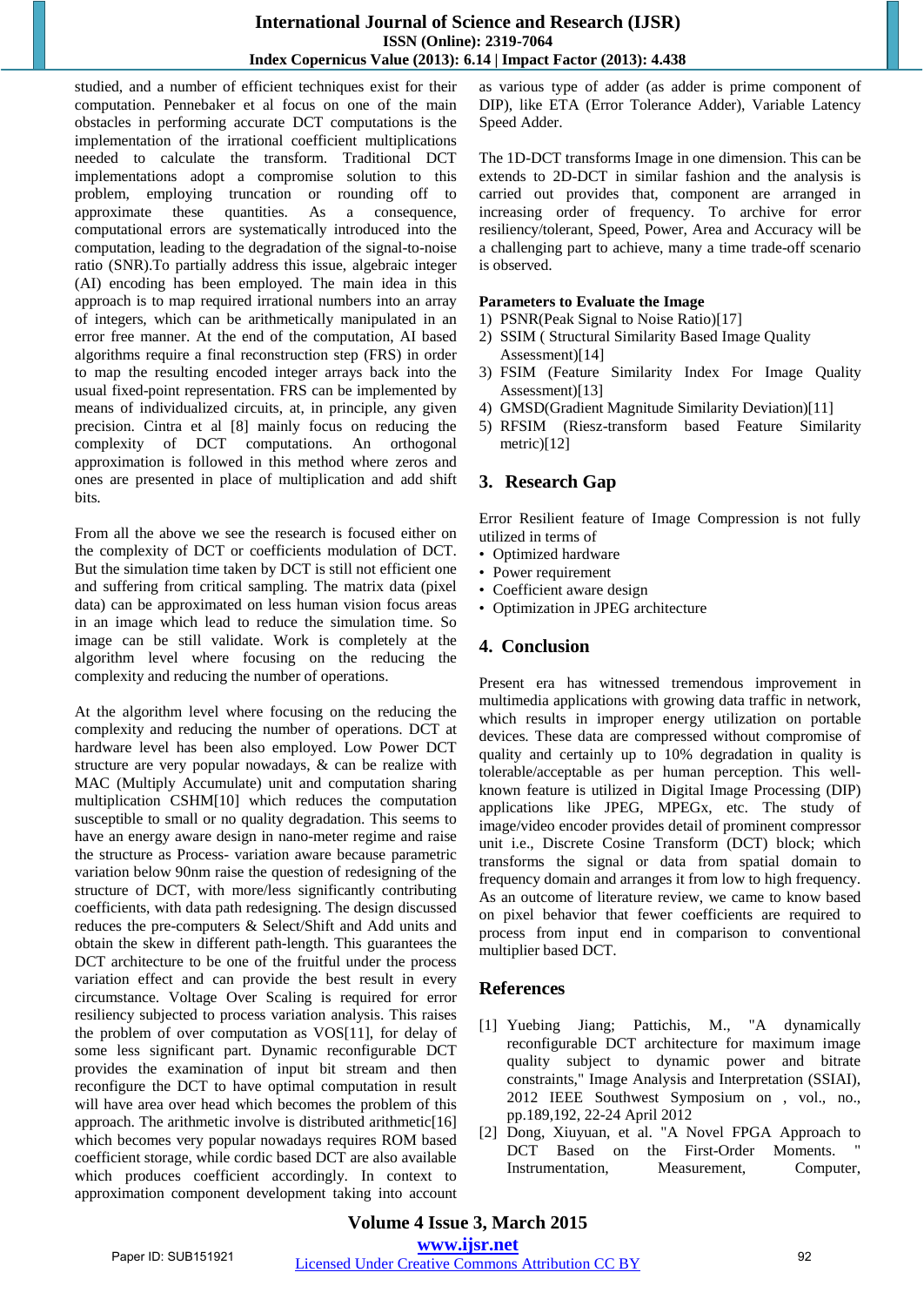studied, and a number of efficient techniques exist for their computation. Pennebaker et al focus on one of the main obstacles in performing accurate DCT computations is the implementation of the irrational coefficient multiplications needed to calculate the transform. Traditional DCT implementations adopt a compromise solution to this problem, employing truncation or rounding off to approximate these quantities. As a consequence, computational errors are systematically introduced into the computation, leading to the degradation of the signal-to-noise ratio (SNR).To partially address this issue, algebraic integer (AI) encoding has been employed. The main idea in this approach is to map required irrational numbers into an array of integers, which can be arithmetically manipulated in an error free manner. At the end of the computation, AI based algorithms require a final reconstruction step (FRS) in order to map the resulting encoded integer arrays back into the usual fixed-point representation. FRS can be implemented by means of individualized circuits, at, in principle, any given precision. Cintra et al [8] mainly focus on reducing the complexity of DCT computations. An orthogonal approximation is followed in this method where zeros and ones are presented in place of multiplication and add shift bits.

From all the above we see the research is focused either on the complexity of DCT or coefficients modulation of DCT. But the simulation time taken by DCT is still not efficient one and suffering from critical sampling. The matrix data (pixel data) can be approximated on less human vision focus areas in an image which lead to reduce the simulation time. So image can be still validate. Work is completely at the algorithm level where focusing on the reducing the complexity and reducing the number of operations.

At the algorithm level where focusing on the reducing the complexity and reducing the number of operations. DCT at hardware level has been also employed. Low Power DCT structure are very popular nowadays, & can be realize with MAC (Multiply Accumulate) unit and computation sharing multiplication CSHM[10] which reduces the computation susceptible to small or no quality degradation. This seems to have an energy aware design in nano-meter regime and raise the structure as Process- variation aware because parametric variation below 90nm raise the question of redesigning of the structure of DCT, with more/less significantly contributing coefficients, with data path redesigning. The design discussed reduces the pre-computers & Select/Shift and Add units and obtain the skew in different path-length. This guarantees the DCT architecture to be one of the fruitful under the process variation effect and can provide the best result in every circumstance. Voltage Over Scaling is required for error resiliency subjected to process variation analysis. This raises the problem of over computation as VOS[11], for delay of some less significant part. Dynamic reconfigurable DCT provides the examination of input bit stream and then reconfigure the DCT to have optimal computation in result will have area over head which becomes the problem of this approach. The arithmetic involve is distributed arithmetic[16] which becomes very popular nowadays requires ROM based coefficient storage, while cordic based DCT are also available which produces coefficient accordingly. In context to approximation component development taking into account as various type of adder (as adder is prime component of DIP), like ETA (Error Tolerance Adder), Variable Latency Speed Adder.

The 1D-DCT transforms Image in one dimension. This can be extends to 2D-DCT in similar fashion and the analysis is carried out provides that, component are arranged in increasing order of frequency. To archive for error resiliency/tolerant, Speed, Power, Area and Accuracy will be a challenging part to achieve, many a time trade-off scenario is observed.

**Parameters to Evaluate the Image**

1) PSNR(Peak Signal to Noise Ratio)[17]
2) SSIM ( Structural Similarity Based Image Quality Assessment)[14]
3) FSIM (Feature Similarity Index For Image Quality Assessment)[13]
4) GMSD(Gradient Magnitude Similarity Deviation)[11]
5) RFSIM (Riesz-transform based Feature Similarity metric)[12]

## 3. Research Gap

Error Resilient feature of Image Compression is not fully utilized in terms of

- Optimized hardware
- Power requirement
- Coefficient aware design
- Optimization in JPEG architecture

## 4. Conclusion

Present era has witnessed tremendous improvement in multimedia applications with growing data traffic in network, which results in improper energy utilization on portable devices. These data are compressed without compromise of quality and certainly up to 10% degradation in quality is tolerable/acceptable as per human perception. This well-known feature is utilized in Digital Image Processing (DIP) applications like JPEG, MPEGx, etc. The study of image/video encoder provides detail of prominent compressor unit i.e., Discrete Cosine Transform (DCT) block; which transforms the signal or data from spatial domain to frequency domain and arranges it from low to high frequency. As an outcome of literature review, we came to know based on pixel behavior that fewer coefficients are required to process from input end in comparison to conventional multiplier based DCT.

## References

[1] Yuebing Jiang; Pattichis, M., "A dynamically reconfigurable DCT architecture for maximum image quality subject to dynamic power and bitrate constraints," Image Analysis and Interpretation (SSIAI), 2012 IEEE Southwest Symposium on , vol., no., pp.189,192, 22-24 April 2012

[2] Dong, Xiuyuan, et al. "A Novel FPGA Approach to DCT Based on the First-Order Moments. " Instrumentation, Measurement, Computer,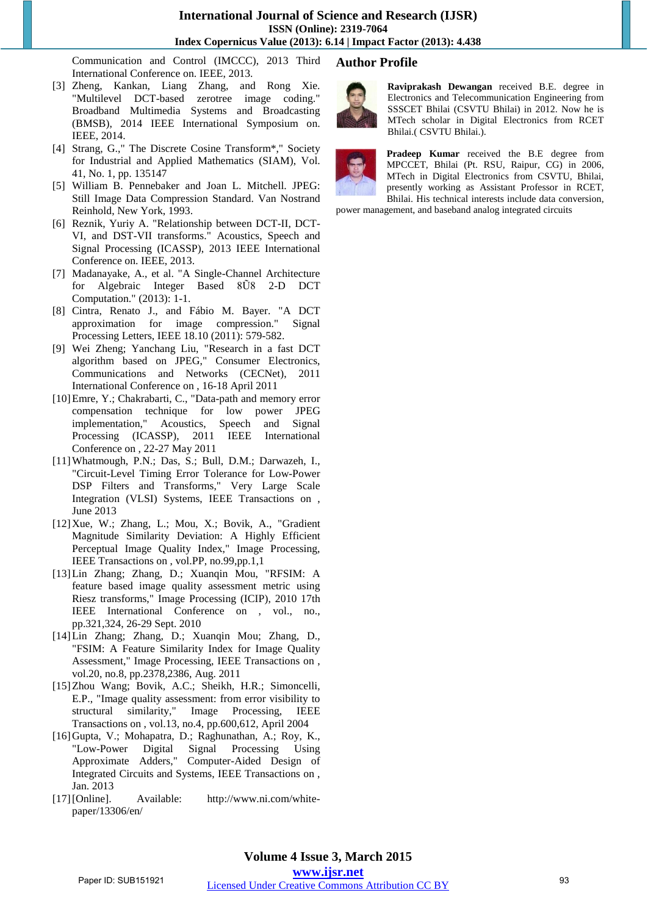Communication and Control (IMCCC), 2013 Third International Conference on. IEEE, 2013.

[3] Zheng, Kankan, Liang Zhang, and Rong Xie. "Multilevel DCT-based zerotree image coding." Broadband Multimedia Systems and Broadcasting (BMSB), 2014 IEEE International Symposium on. IEEE, 2014.

[4] Strang, G.," The Discrete Cosine Transform*," Society for Industrial and Applied Mathematics (SIAM), Vol. 41, No. 1, pp. 135147

[5] William B. Pennebaker and Joan L. Mitchell. JPEG: Still Image Data Compression Standard. Van Nostrand Reinhold, New York, 1993.

[6] Reznik, Yuriy A. "Relationship between DCT-II, DCT-VI, and DST-VII transforms." Acoustics, Speech and Signal Processing (ICASSP), 2013 IEEE International Conference on. IEEE, 2013.

[7] Madanayake, A., et al. "A Single-Channel Architecture for Algebraic Integer Based 8Ů8 2-D DCT Computation." (2013): 1-1.

[8] Cintra, Renato J., and Fábio M. Bayer. "A DCT approximation for image compression." Signal Processing Letters, IEEE 18.10 (2011): 579-582.

[9] Wei Zheng; Yanchang Liu, "Research in a fast DCT algorithm based on JPEG," Consumer Electronics, Communications and Networks (CECNet), 2011 International Conference on , 16-18 April 2011

[10] Emre, Y.; Chakrabarti, C., "Data-path and memory error compensation technique for low power JPEG implementation," Acoustics, Speech and Signal Processing (ICASSP), 2011 IEEE International Conference on , 22-27 May 2011

[11] Whatmough, P.N.; Das, S.; Bull, D.M.; Darwazeh, I., "Circuit-Level Timing Error Tolerance for Low-Power DSP Filters and Transforms," Very Large Scale Integration (VLSI) Systems, IEEE Transactions on , June 2013

[12] Xue, W.; Zhang, L.; Mou, X.; Bovik, A., "Gradient Magnitude Similarity Deviation: A Highly Efficient Perceptual Image Quality Index," Image Processing, IEEE Transactions on , vol.PP, no.99,pp.1,1

[13] Lin Zhang; Zhang, D.; Xuanqin Mou, "RFSIM: A feature based image quality assessment metric using Riesz transforms," Image Processing (ICIP), 2010 17th IEEE International Conference on , vol., no., pp.321,324, 26-29 Sept. 2010

[14] Lin Zhang; Zhang, D.; Xuanqin Mou; Zhang, D., "FSIM: A Feature Similarity Index for Image Quality Assessment," Image Processing, IEEE Transactions on , vol.20, no.8, pp.2378,2386, Aug. 2011

[15] Zhou Wang; Bovik, A.C.; Sheikh, H.R.; Simoncelli, E.P., "Image quality assessment: from error visibility to structural similarity," Image Processing, IEEE Transactions on , vol.13, no.4, pp.600,612, April 2004

[16] Gupta, V.; Mohapatra, D.; Raghunathan, A.; Roy, K., "Low-Power Digital Signal Processing Using Approximate Adders," Computer-Aided Design of Integrated Circuits and Systems, IEEE Transactions on , Jan. 2013

[17] [Online]. Available: http://www.ni.com/white-paper/13306/en/

## Author Profile

**Raviprakash Dewangan** received B.E. degree in Electronics and Telecommunication Engineering from SSSCET Bhilai (CSVTU Bhilai) in 2012. Now he is MTech scholar in Digital Electronics from RCET Bhilai.( CSVTU Bhilai.).

**Pradeep Kumar** received the B.E degree from MPCCET, Bhilai (Pt. RSU, Raipur, CG) in 2006, MTech in Digital Electronics from CSVTU, Bhilai, presently working as Assistant Professor in RCET, Bhilai. His technical interests include data conversion, power management, and baseband analog integrated circuits